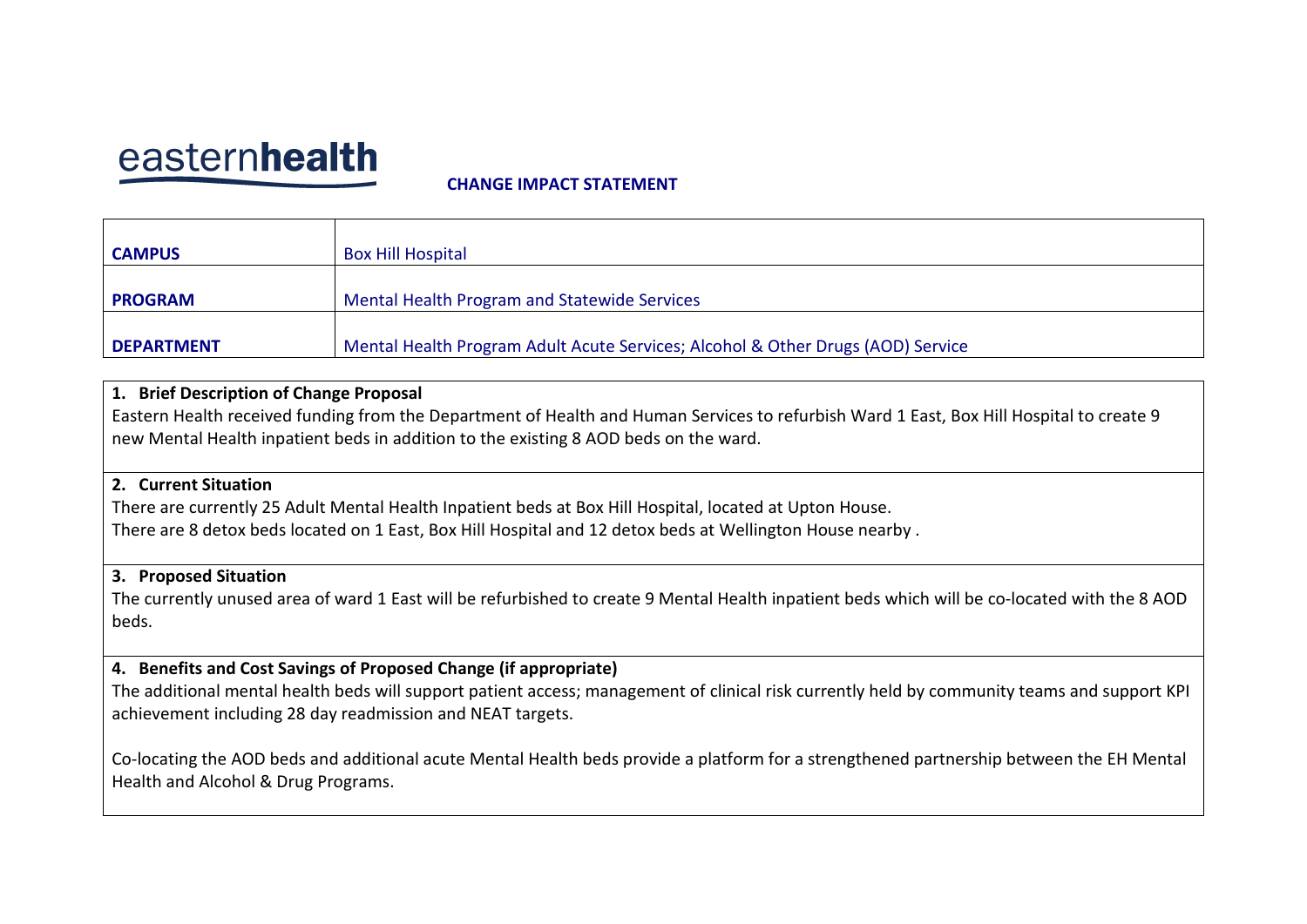easternhealth

**CHANGE IMPACT STATEMENT**

| | |
|---|---|
| **CAMPUS** | Box Hill Hospital |
| **PROGRAM** | Mental Health Program and Statewide Services |
| **DEPARTMENT** | Mental Health Program Adult Acute Services; Alcohol & Other Drugs (AOD) Service |

**1. Brief Description of Change Proposal**

Eastern Health received funding from the Department of Health and Human Services to refurbish Ward 1 East, Box Hill Hospital to create 9 new Mental Health inpatient beds in addition to the existing 8 AOD beds on the ward.

**2. Current Situation**

There are currently 25 Adult Mental Health Inpatient beds at Box Hill Hospital, located at Upton House.
There are 8 detox beds located on 1 East, Box Hill Hospital and 12 detox beds at Wellington House nearby .

**3. Proposed Situation**

The currently unused area of ward 1 East will be refurbished to create 9 Mental Health inpatient beds which will be co-located with the 8 AOD beds.

**4. Benefits and Cost Savings of Proposed Change (if appropriate)**

The additional mental health beds will support patient access; management of clinical risk currently held by community teams and support KPI achievement including 28 day readmission and NEAT targets.

Co-locating the AOD beds and additional acute Mental Health beds provide a platform for a strengthened partnership between the EH Mental Health and Alcohol & Drug Programs.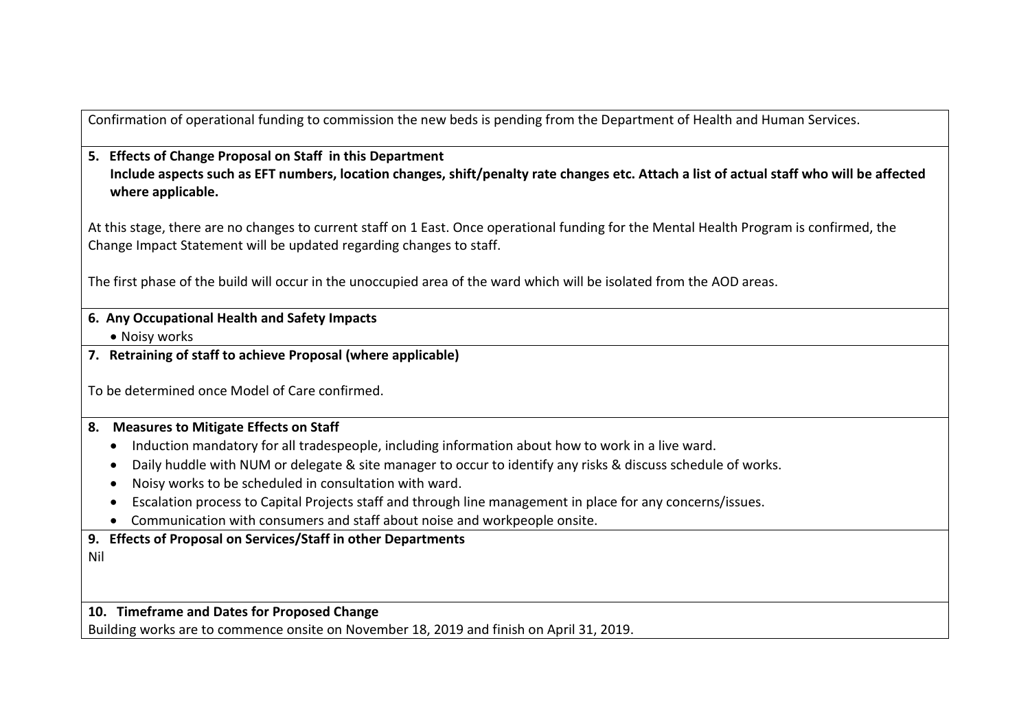Confirmation of operational funding to commission the new beds is pending from the Department of Health and Human Services.

**5. Effects of Change Proposal on Staff in this Department**
**Include aspects such as EFT numbers, location changes, shift/penalty rate changes etc. Attach a list of actual staff who will be affected where applicable.**

At this stage, there are no changes to current staff on 1 East. Once operational funding for the Mental Health Program is confirmed, the Change Impact Statement will be updated regarding changes to staff.

The first phase of the build will occur in the unoccupied area of the ward which will be isolated from the AOD areas.

**6. Any Occupational Health and Safety Impacts**

- Noisy works

**7. Retraining of staff to achieve Proposal (where applicable)**

To be determined once Model of Care confirmed.

**8. Measures to Mitigate Effects on Staff**

- Induction mandatory for all tradespeople, including information about how to work in a live ward.
- Daily huddle with NUM or delegate & site manager to occur to identify any risks & discuss schedule of works.
- Noisy works to be scheduled in consultation with ward.
- Escalation process to Capital Projects staff and through line management in place for any concerns/issues.
- Communication with consumers and staff about noise and workpeople onsite.

**9. Effects of Proposal on Services/Staff in other Departments**

Nil

**10. Timeframe and Dates for Proposed Change**

Building works are to commence onsite on November 18, 2019 and finish on April 31, 2019.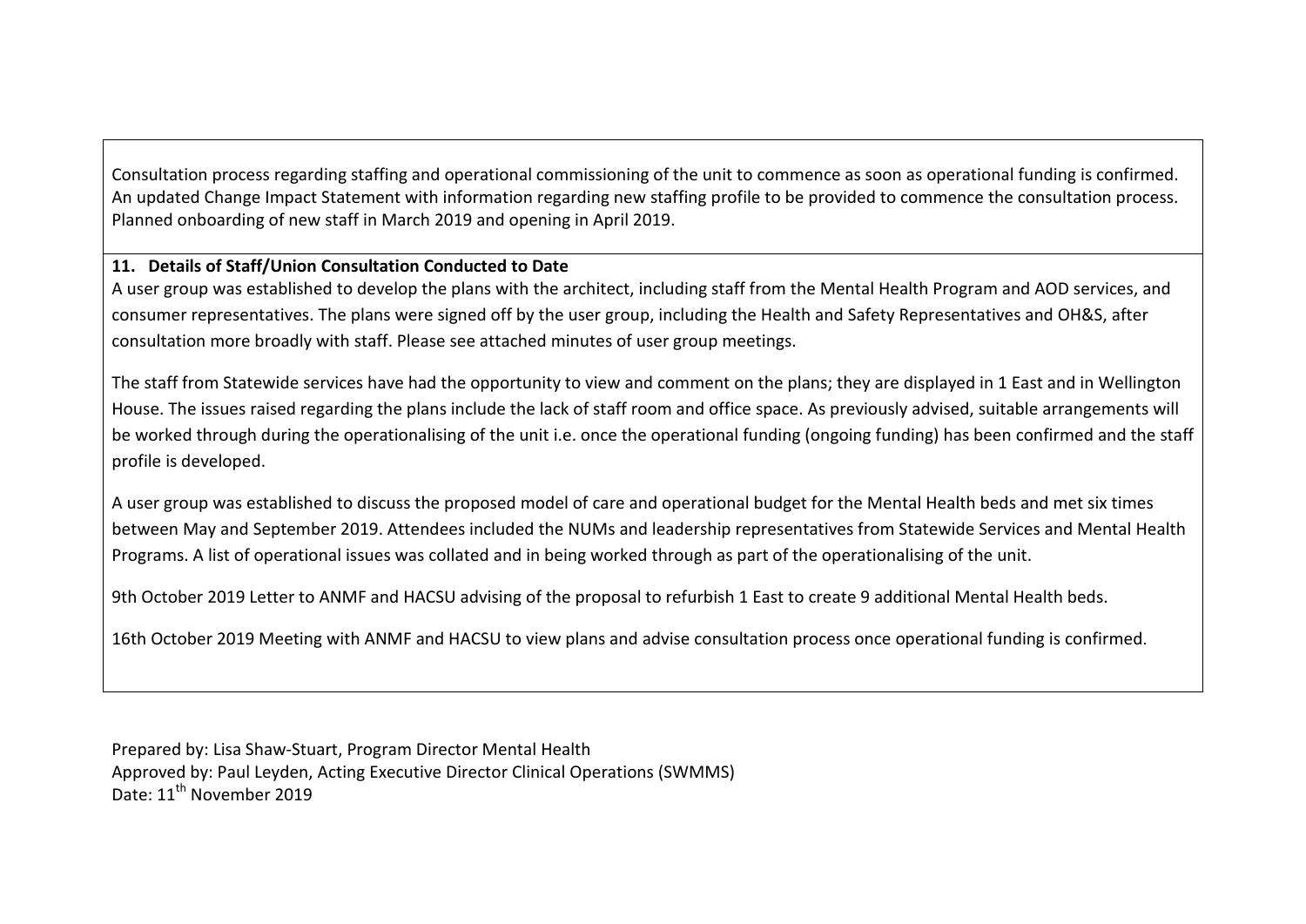Consultation process regarding staffing and operational commissioning of the unit to commence as soon as operational funding is confirmed. An updated Change Impact Statement with information regarding new staffing profile to be provided to commence the consultation process. Planned onboarding of new staff in March 2019 and opening in April 2019.

**11. Details of Staff/Union Consultation Conducted to Date**

A user group was established to develop the plans with the architect, including staff from the Mental Health Program and AOD services, and consumer representatives. The plans were signed off by the user group, including the Health and Safety Representatives and OH&S, after consultation more broadly with staff. Please see attached minutes of user group meetings.

The staff from Statewide services have had the opportunity to view and comment on the plans; they are displayed in 1 East and in Wellington House. The issues raised regarding the plans include the lack of staff room and office space. As previously advised, suitable arrangements will be worked through during the operationalising of the unit i.e. once the operational funding (ongoing funding) has been confirmed and the staff profile is developed.

A user group was established to discuss the proposed model of care and operational budget for the Mental Health beds and met six times between May and September 2019. Attendees included the NUMs and leadership representatives from Statewide Services and Mental Health Programs. A list of operational issues was collated and in being worked through as part of the operationalising of the unit.

9th October 2019 Letter to ANMF and HACSU advising of the proposal to refurbish 1 East to create 9 additional Mental Health beds.

16th October 2019 Meeting with ANMF and HACSU to view plans and advise consultation process once operational funding is confirmed.

Prepared by: Lisa Shaw-Stuart, Program Director Mental Health
Approved by: Paul Leyden, Acting Executive Director Clinical Operations (SWMMS)
Date: 11th November 2019